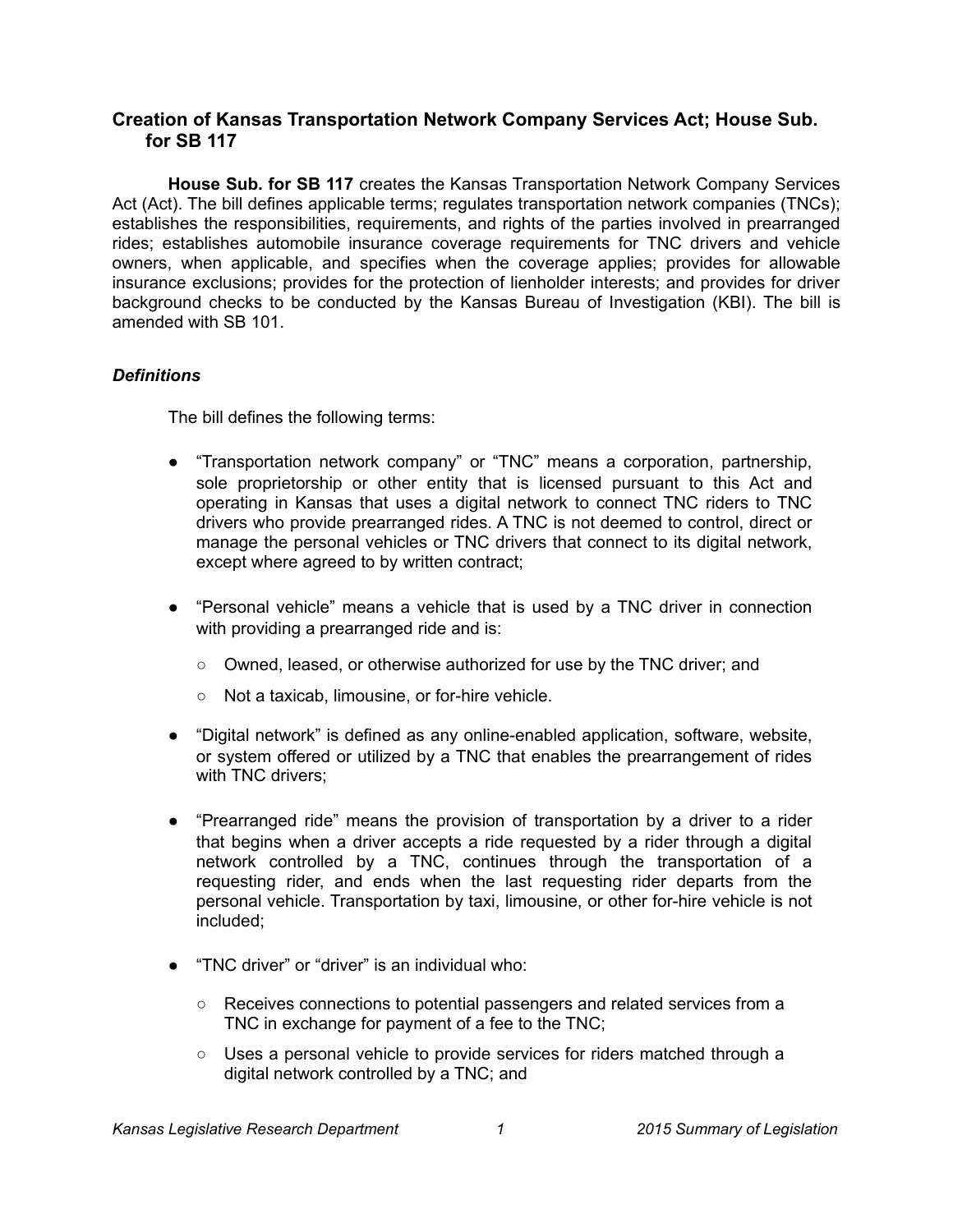## Creation of Kansas Transportation Network Company Services Act; House Sub. for SB 117

**House Sub. for SB 117** creates the Kansas Transportation Network Company Services Act (Act). The bill defines applicable terms; regulates transportation network companies (TNCs); establishes the responsibilities, requirements, and rights of the parties involved in prearranged rides; establishes automobile insurance coverage requirements for TNC drivers and vehicle owners, when applicable, and specifies when the coverage applies; provides for allowable insurance exclusions; provides for the protection of lienholder interests; and provides for driver background checks to be conducted by the Kansas Bureau of Investigation (KBI). The bill is amended with SB 101.

### *Definitions*

The bill defines the following terms:

- "Transportation network company" or "TNC" means a corporation, partnership, sole proprietorship or other entity that is licensed pursuant to this Act and operating in Kansas that uses a digital network to connect TNC riders to TNC drivers who provide prearranged rides. A TNC is not deemed to control, direct or manage the personal vehicles or TNC drivers that connect to its digital network, except where agreed to by written contract;
- "Personal vehicle" means a vehicle that is used by a TNC driver in connection with providing a prearranged ride and is:
  - Owned, leased, or otherwise authorized for use by the TNC driver; and
  - Not a taxicab, limousine, or for-hire vehicle.
- "Digital network" is defined as any online-enabled application, software, website, or system offered or utilized by a TNC that enables the prearrangement of rides with TNC drivers;
- "Prearranged ride" means the provision of transportation by a driver to a rider that begins when a driver accepts a ride requested by a rider through a digital network controlled by a TNC, continues through the transportation of a requesting rider, and ends when the last requesting rider departs from the personal vehicle. Transportation by taxi, limousine, or other for-hire vehicle is not included;
- "TNC driver" or "driver" is an individual who:
  - Receives connections to potential passengers and related services from a TNC in exchange for payment of a fee to the TNC;
  - Uses a personal vehicle to provide services for riders matched through a digital network controlled by a TNC; and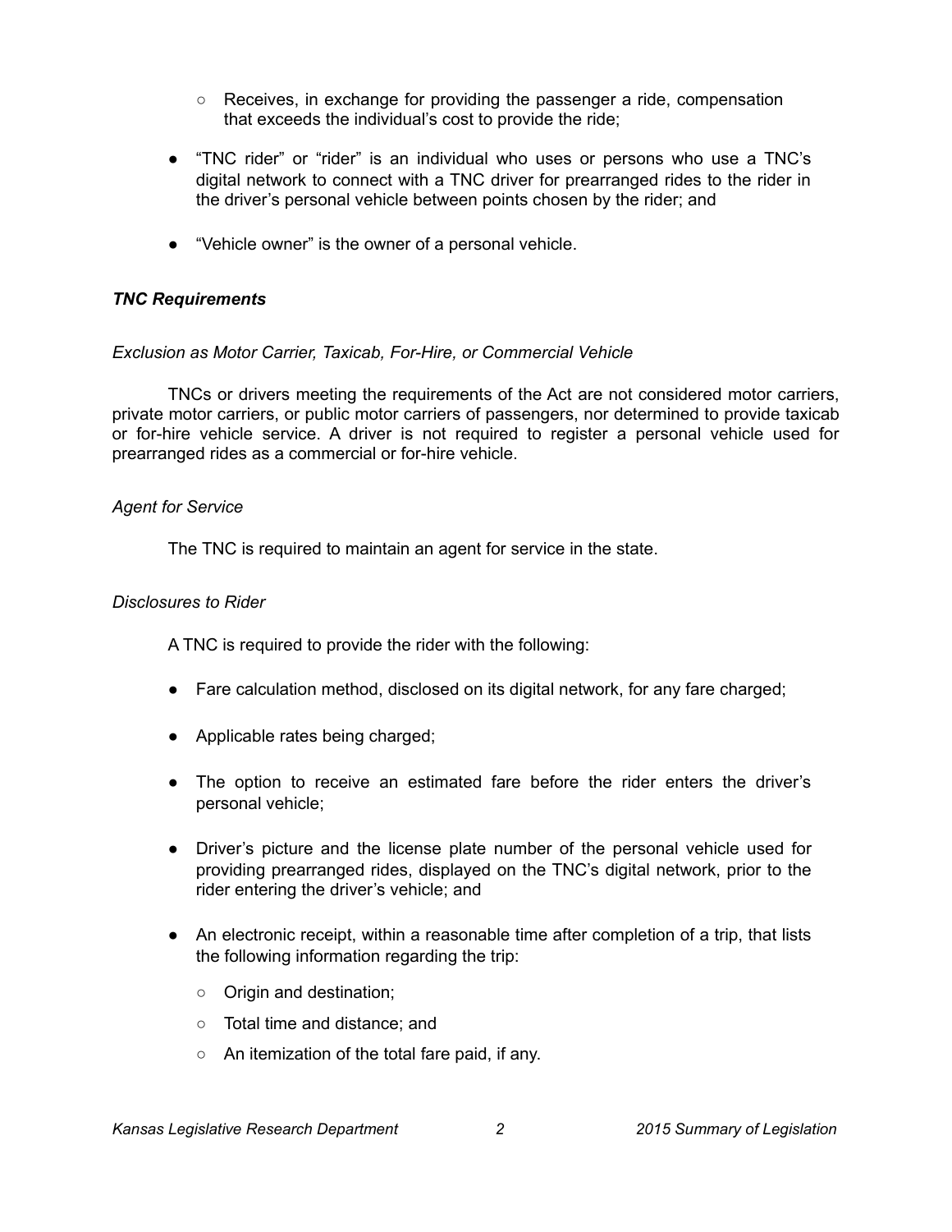- Receives, in exchange for providing the passenger a ride, compensation that exceeds the individual's cost to provide the ride;

- "TNC rider" or "rider" is an individual who uses or persons who use a TNC's digital network to connect with a TNC driver for prearranged rides to the rider in the driver's personal vehicle between points chosen by the rider; and

- "Vehicle owner" is the owner of a personal vehicle.

### *TNC Requirements*

*Exclusion as Motor Carrier, Taxicab, For-Hire, or Commercial Vehicle*

TNCs or drivers meeting the requirements of the Act are not considered motor carriers, private motor carriers, or public motor carriers of passengers, nor determined to provide taxicab or for-hire vehicle service. A driver is not required to register a personal vehicle used for prearranged rides as a commercial or for-hire vehicle.

*Agent for Service*

The TNC is required to maintain an agent for service in the state.

*Disclosures to Rider*

A TNC is required to provide the rider with the following:

- Fare calculation method, disclosed on its digital network, for any fare charged;

- Applicable rates being charged;

- The option to receive an estimated fare before the rider enters the driver's personal vehicle;

- Driver's picture and the license plate number of the personal vehicle used for providing prearranged rides, displayed on the TNC's digital network, prior to the rider entering the driver's vehicle; and

- An electronic receipt, within a reasonable time after completion of a trip, that lists the following information regarding the trip:
  - Origin and destination;
  - Total time and distance; and
  - An itemization of the total fare paid, if any.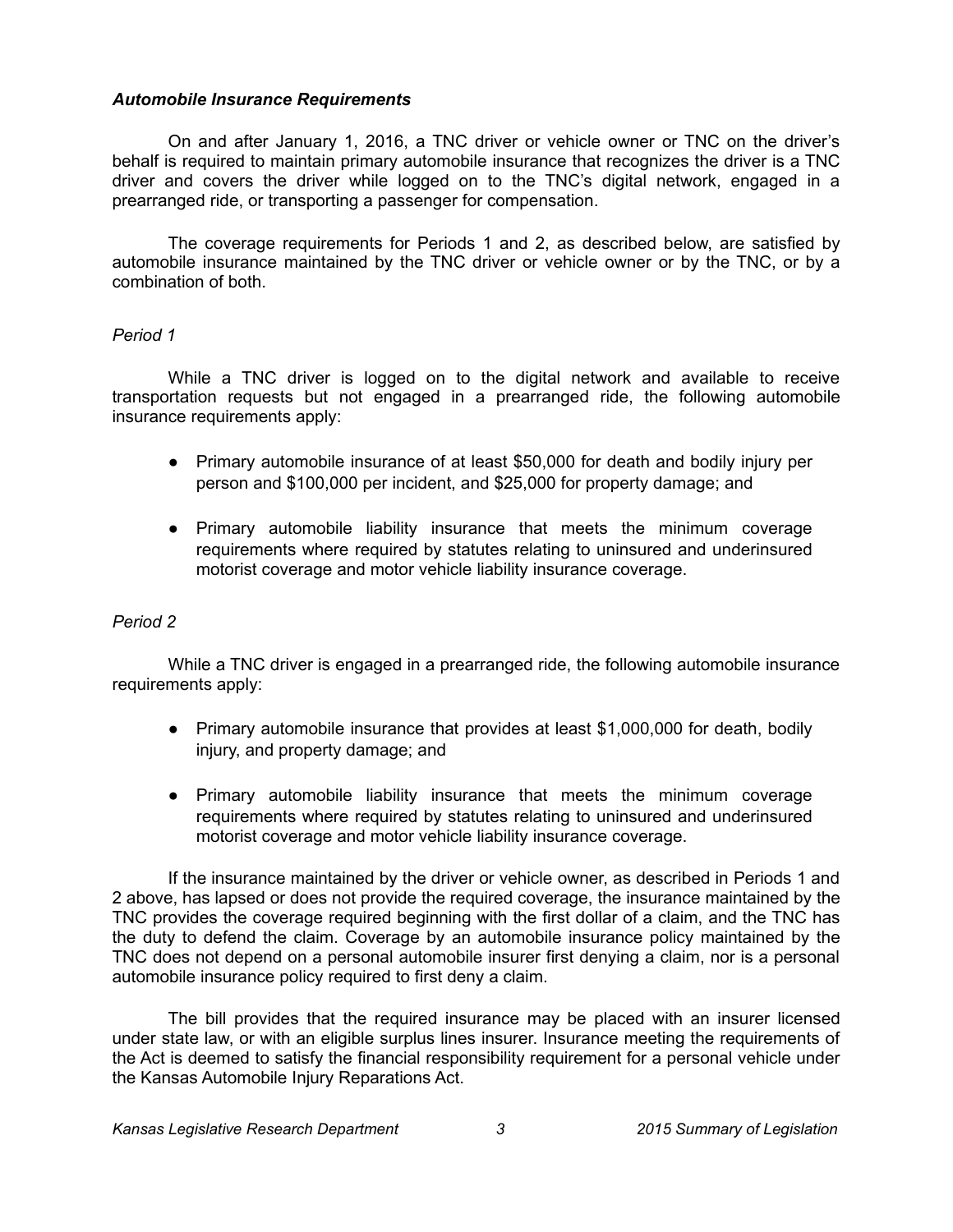### *Automobile Insurance Requirements*

On and after January 1, 2016, a TNC driver or vehicle owner or TNC on the driver's behalf is required to maintain primary automobile insurance that recognizes the driver is a TNC driver and covers the driver while logged on to the TNC's digital network, engaged in a prearranged ride, or transporting a passenger for compensation.

The coverage requirements for Periods 1 and 2, as described below, are satisfied by automobile insurance maintained by the TNC driver or vehicle owner or by the TNC, or by a combination of both.

#### *Period 1*

While a TNC driver is logged on to the digital network and available to receive transportation requests but not engaged in a prearranged ride, the following automobile insurance requirements apply:

- Primary automobile insurance of at least $50,000 for death and bodily injury per person and $100,000 per incident, and $25,000 for property damage; and
- Primary automobile liability insurance that meets the minimum coverage requirements where required by statutes relating to uninsured and underinsured motorist coverage and motor vehicle liability insurance coverage.

#### *Period 2*

While a TNC driver is engaged in a prearranged ride, the following automobile insurance requirements apply:

- Primary automobile insurance that provides at least $1,000,000 for death, bodily injury, and property damage; and
- Primary automobile liability insurance that meets the minimum coverage requirements where required by statutes relating to uninsured and underinsured motorist coverage and motor vehicle liability insurance coverage.

If the insurance maintained by the driver or vehicle owner, as described in Periods 1 and 2 above, has lapsed or does not provide the required coverage, the insurance maintained by the TNC provides the coverage required beginning with the first dollar of a claim, and the TNC has the duty to defend the claim. Coverage by an automobile insurance policy maintained by the TNC does not depend on a personal automobile insurer first denying a claim, nor is a personal automobile insurance policy required to first deny a claim.

The bill provides that the required insurance may be placed with an insurer licensed under state law, or with an eligible surplus lines insurer. Insurance meeting the requirements of the Act is deemed to satisfy the financial responsibility requirement for a personal vehicle under the Kansas Automobile Injury Reparations Act.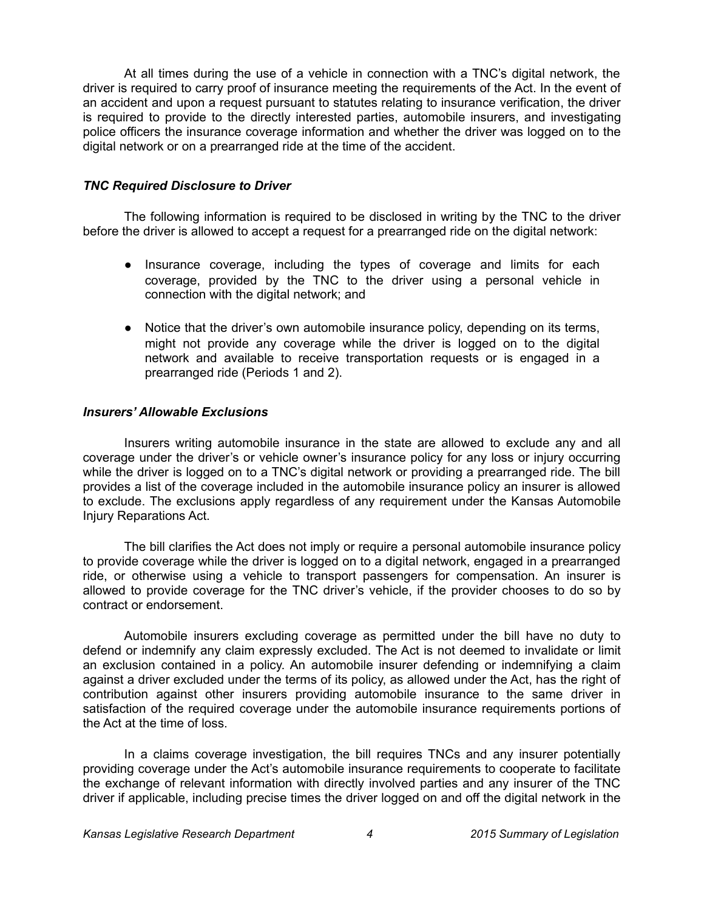At all times during the use of a vehicle in connection with a TNC's digital network, the driver is required to carry proof of insurance meeting the requirements of the Act. In the event of an accident and upon a request pursuant to statutes relating to insurance verification, the driver is required to provide to the directly interested parties, automobile insurers, and investigating police officers the insurance coverage information and whether the driver was logged on to the digital network or on a prearranged ride at the time of the accident.

### *TNC Required Disclosure to Driver*

The following information is required to be disclosed in writing by the TNC to the driver before the driver is allowed to accept a request for a prearranged ride on the digital network:

- Insurance coverage, including the types of coverage and limits for each coverage, provided by the TNC to the driver using a personal vehicle in connection with the digital network; and
- Notice that the driver's own automobile insurance policy, depending on its terms, might not provide any coverage while the driver is logged on to the digital network and available to receive transportation requests or is engaged in a prearranged ride (Periods 1 and 2).

### *Insurers' Allowable Exclusions*

Insurers writing automobile insurance in the state are allowed to exclude any and all coverage under the driver's or vehicle owner's insurance policy for any loss or injury occurring while the driver is logged on to a TNC's digital network or providing a prearranged ride. The bill provides a list of the coverage included in the automobile insurance policy an insurer is allowed to exclude. The exclusions apply regardless of any requirement under the Kansas Automobile Injury Reparations Act.

The bill clarifies the Act does not imply or require a personal automobile insurance policy to provide coverage while the driver is logged on to a digital network, engaged in a prearranged ride, or otherwise using a vehicle to transport passengers for compensation. An insurer is allowed to provide coverage for the TNC driver's vehicle, if the provider chooses to do so by contract or endorsement.

Automobile insurers excluding coverage as permitted under the bill have no duty to defend or indemnify any claim expressly excluded. The Act is not deemed to invalidate or limit an exclusion contained in a policy. An automobile insurer defending or indemnifying a claim against a driver excluded under the terms of its policy, as allowed under the Act, has the right of contribution against other insurers providing automobile insurance to the same driver in satisfaction of the required coverage under the automobile insurance requirements portions of the Act at the time of loss.

In a claims coverage investigation, the bill requires TNCs and any insurer potentially providing coverage under the Act's automobile insurance requirements to cooperate to facilitate the exchange of relevant information with directly involved parties and any insurer of the TNC driver if applicable, including precise times the driver logged on and off the digital network in the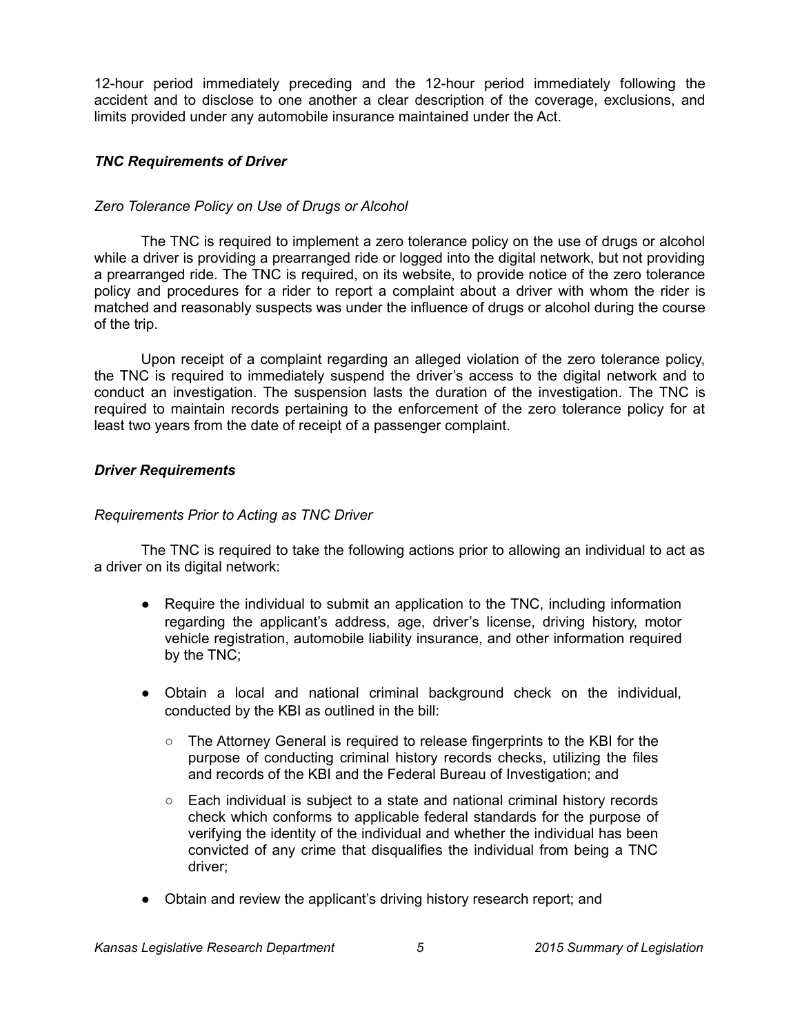12-hour period immediately preceding and the 12-hour period immediately following the accident and to disclose to one another a clear description of the coverage, exclusions, and limits provided under any automobile insurance maintained under the Act.

### *TNC Requirements of Driver*

*Zero Tolerance Policy on Use of Drugs or Alcohol*

The TNC is required to implement a zero tolerance policy on the use of drugs or alcohol while a driver is providing a prearranged ride or logged into the digital network, but not providing a prearranged ride. The TNC is required, on its website, to provide notice of the zero tolerance policy and procedures for a rider to report a complaint about a driver with whom the rider is matched and reasonably suspects was under the influence of drugs or alcohol during the course of the trip.

Upon receipt of a complaint regarding an alleged violation of the zero tolerance policy, the TNC is required to immediately suspend the driver's access to the digital network and to conduct an investigation. The suspension lasts the duration of the investigation. The TNC is required to maintain records pertaining to the enforcement of the zero tolerance policy for at least two years from the date of receipt of a passenger complaint.

### *Driver Requirements*

*Requirements Prior to Acting as TNC Driver*

The TNC is required to take the following actions prior to allowing an individual to act as a driver on its digital network:

- Require the individual to submit an application to the TNC, including information regarding the applicant's address, age, driver's license, driving history, motor vehicle registration, automobile liability insurance, and other information required by the TNC;
- Obtain a local and national criminal background check on the individual, conducted by the KBI as outlined in the bill:
  - The Attorney General is required to release fingerprints to the KBI for the purpose of conducting criminal history records checks, utilizing the files and records of the KBI and the Federal Bureau of Investigation; and
  - Each individual is subject to a state and national criminal history records check which conforms to applicable federal standards for the purpose of verifying the identity of the individual and whether the individual has been convicted of any crime that disqualifies the individual from being a TNC driver;
- Obtain and review the applicant's driving history research report; and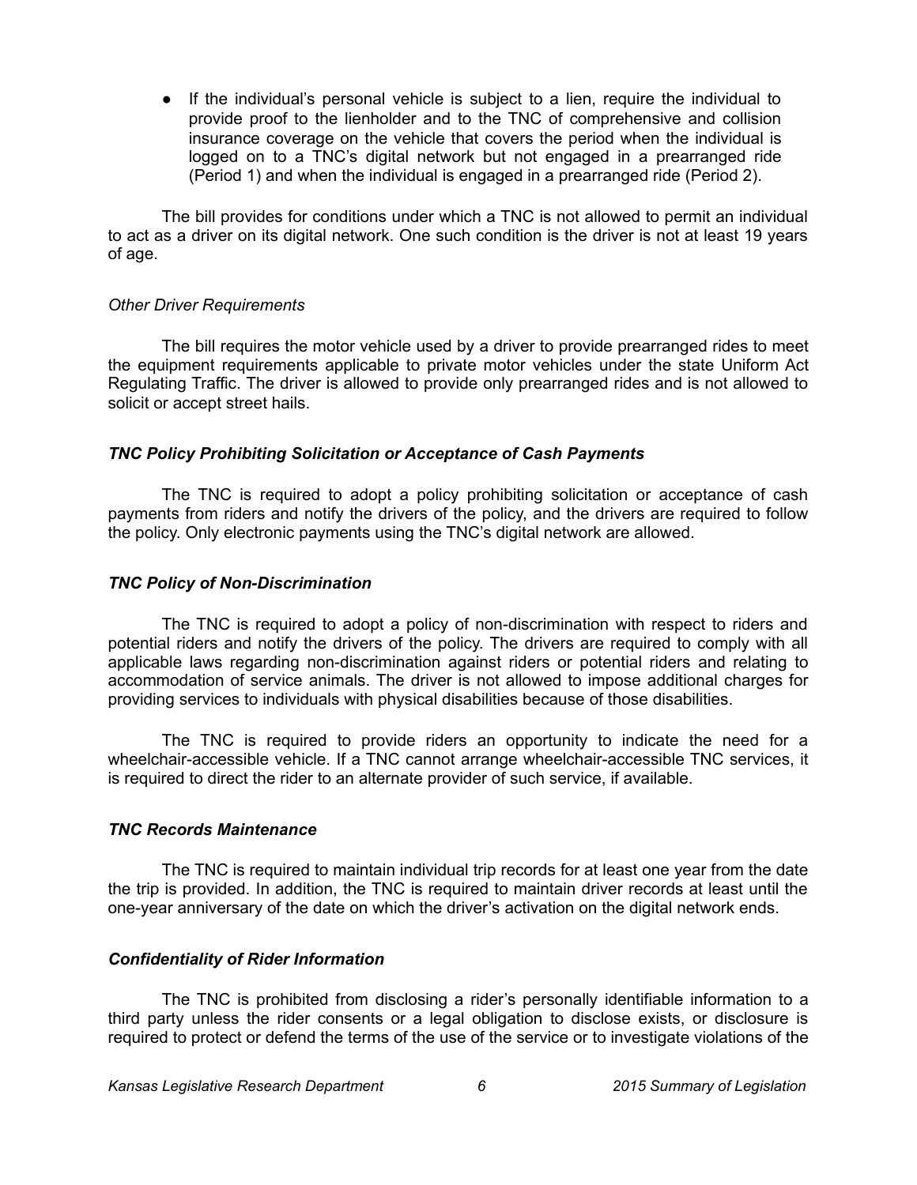- If the individual's personal vehicle is subject to a lien, require the individual to provide proof to the lienholder and to the TNC of comprehensive and collision insurance coverage on the vehicle that covers the period when the individual is logged on to a TNC's digital network but not engaged in a prearranged ride (Period 1) and when the individual is engaged in a prearranged ride (Period 2).

The bill provides for conditions under which a TNC is not allowed to permit an individual to act as a driver on its digital network. One such condition is the driver is not at least 19 years of age.

*Other Driver Requirements*

The bill requires the motor vehicle used by a driver to provide prearranged rides to meet the equipment requirements applicable to private motor vehicles under the state Uniform Act Regulating Traffic. The driver is allowed to provide only prearranged rides and is not allowed to solicit or accept street hails.

### *TNC Policy Prohibiting Solicitation or Acceptance of Cash Payments*

The TNC is required to adopt a policy prohibiting solicitation or acceptance of cash payments from riders and notify the drivers of the policy, and the drivers are required to follow the policy. Only electronic payments using the TNC's digital network are allowed.

### *TNC Policy of Non-Discrimination*

The TNC is required to adopt a policy of non-discrimination with respect to riders and potential riders and notify the drivers of the policy. The drivers are required to comply with all applicable laws regarding non-discrimination against riders or potential riders and relating to accommodation of service animals. The driver is not allowed to impose additional charges for providing services to individuals with physical disabilities because of those disabilities.

The TNC is required to provide riders an opportunity to indicate the need for a wheelchair-accessible vehicle. If a TNC cannot arrange wheelchair-accessible TNC services, it is required to direct the rider to an alternate provider of such service, if available.

### *TNC Records Maintenance*

The TNC is required to maintain individual trip records for at least one year from the date the trip is provided. In addition, the TNC is required to maintain driver records at least until the one-year anniversary of the date on which the driver's activation on the digital network ends.

### *Confidentiality of Rider Information*

The TNC is prohibited from disclosing a rider's personally identifiable information to a third party unless the rider consents or a legal obligation to disclose exists, or disclosure is required to protect or defend the terms of the use of the service or to investigate violations of the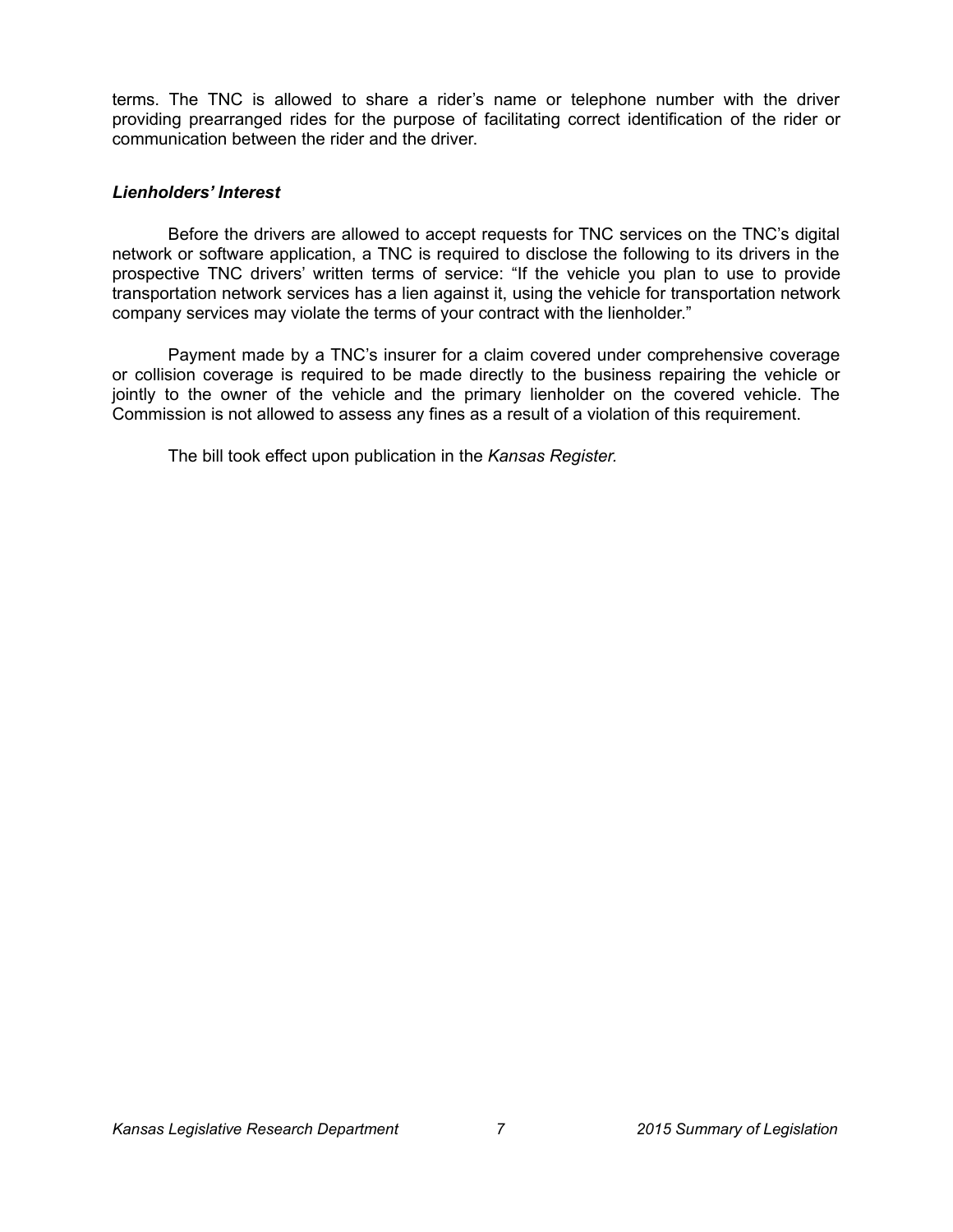terms. The TNC is allowed to share a rider's name or telephone number with the driver providing prearranged rides for the purpose of facilitating correct identification of the rider or communication between the rider and the driver.

***Lienholders' Interest***

Before the drivers are allowed to accept requests for TNC services on the TNC's digital network or software application, a TNC is required to disclose the following to its drivers in the prospective TNC drivers' written terms of service: "If the vehicle you plan to use to provide transportation network services has a lien against it, using the vehicle for transportation network company services may violate the terms of your contract with the lienholder."

Payment made by a TNC's insurer for a claim covered under comprehensive coverage or collision coverage is required to be made directly to the business repairing the vehicle or jointly to the owner of the vehicle and the primary lienholder on the covered vehicle. The Commission is not allowed to assess any fines as a result of a violation of this requirement.

The bill took effect upon publication in the *Kansas Register.*